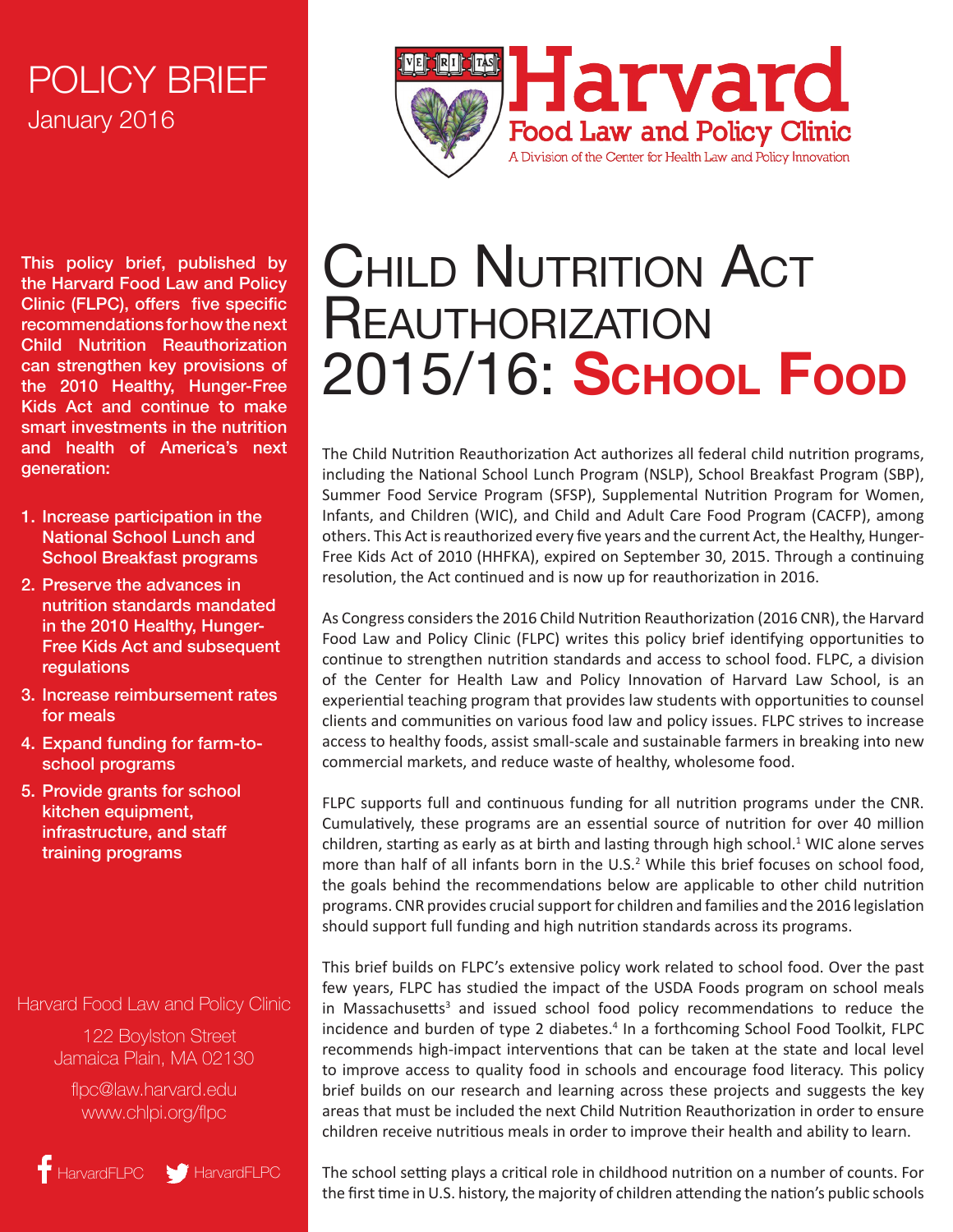POLICY BRIEF
January 2016

Harvard Food Law and Policy Clinic
A Division of the Center for Health Law and Policy Innovation

# Child Nutrition Act Reauthorization 2015/16: School Food

**This policy brief, published by the Harvard Food Law and Policy Clinic (FLPC), offers five specific recommendations for how the next Child Nutrition Reauthorization can strengthen key provisions of the 2010 Healthy, Hunger-Free Kids Act and continue to make smart investments in the nutrition and health of America's next generation:**

1. **Increase participation in the National School Lunch and School Breakfast programs**
2. **Preserve the advances in nutrition standards mandated in the 2010 Healthy, Hunger-Free Kids Act and subsequent regulations**
3. **Increase reimbursement rates for meals**
4. **Expand funding for farm-to-school programs**
5. **Provide grants for school kitchen equipment, infrastructure, and staff training programs**

Harvard Food Law and Policy Clinic
122 Boylston Street
Jamaica Plain, MA 02130
flpc@law.harvard.edu
www.chlpi.org/flpc

HarvardFLPC HarvardFLPC

The Child Nutrition Reauthorization Act authorizes all federal child nutrition programs, including the National School Lunch Program (NSLP), School Breakfast Program (SBP), Summer Food Service Program (SFSP), Supplemental Nutrition Program for Women, Infants, and Children (WIC), and Child and Adult Care Food Program (CACFP), among others. This Act is reauthorized every five years and the current Act, the Healthy, Hunger-Free Kids Act of 2010 (HHFKA), expired on September 30, 2015. Through a continuing resolution, the Act continued and is now up for reauthorization in 2016.

As Congress considers the 2016 Child Nutrition Reauthorization (2016 CNR), the Harvard Food Law and Policy Clinic (FLPC) writes this policy brief identifying opportunities to continue to strengthen nutrition standards and access to school food. FLPC, a division of the Center for Health Law and Policy Innovation of Harvard Law School, is an experiential teaching program that provides law students with opportunities to counsel clients and communities on various food law and policy issues. FLPC strives to increase access to healthy foods, assist small-scale and sustainable farmers in breaking into new commercial markets, and reduce waste of healthy, wholesome food.

FLPC supports full and continuous funding for all nutrition programs under the CNR. Cumulatively, these programs are an essential source of nutrition for over 40 million children, starting as early as at birth and lasting through high school.[1] WIC alone serves more than half of all infants born in the U.S.[2] While this brief focuses on school food, the goals behind the recommendations below are applicable to other child nutrition programs. CNR provides crucial support for children and families and the 2016 legislation should support full funding and high nutrition standards across its programs.

This brief builds on FLPC's extensive policy work related to school food. Over the past few years, FLPC has studied the impact of the USDA Foods program on school meals in Massachusetts[3] and issued school food policy recommendations to reduce the incidence and burden of type 2 diabetes.[4] In a forthcoming School Food Toolkit, FLPC recommends high-impact interventions that can be taken at the state and local level to improve access to quality food in schools and encourage food literacy. This policy brief builds on our research and learning across these projects and suggests the key areas that must be included the next Child Nutrition Reauthorization in order to ensure children receive nutritious meals in order to improve their health and ability to learn.

The school setting plays a critical role in childhood nutrition on a number of counts. For the first time in U.S. history, the majority of children attending the nation's public schools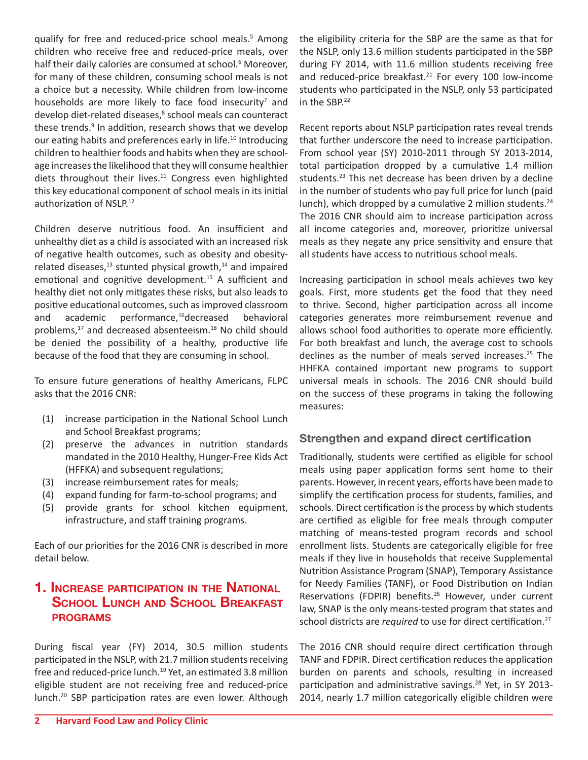qualify for free and reduced-price school meals.[5] Among children who receive free and reduced-price meals, over half their daily calories are consumed at school.[6] Moreover, for many of these children, consuming school meals is not a choice but a necessity. While children from low-income households are more likely to face food insecurity[7] and develop diet-related diseases,[8] school meals can counteract these trends.[9] In addition, research shows that we develop our eating habits and preferences early in life.[10] Introducing children to healthier foods and habits when they are school-age increases the likelihood that they will consume healthier diets throughout their lives.[11] Congress even highlighted this key educational component of school meals in its initial authorization of NSLP.[12]

Children deserve nutritious food. An insufficient and unhealthy diet as a child is associated with an increased risk of negative health outcomes, such as obesity and obesity-related diseases,[13] stunted physical growth,[14] and impaired emotional and cognitive development.[15] A sufficient and healthy diet not only mitigates these risks, but also leads to positive educational outcomes, such as improved classroom and academic performance,[16] decreased behavioral problems,[17] and decreased absenteeism.[18] No child should be denied the possibility of a healthy, productive life because of the food that they are consuming in school.

To ensure future generations of healthy Americans, FLPC asks that the 2016 CNR:

(1) increase participation in the National School Lunch and School Breakfast programs;
(2) preserve the advances in nutrition standards mandated in the 2010 Healthy, Hunger-Free Kids Act (HFFKA) and subsequent regulations;
(3) increase reimbursement rates for meals;
(4) expand funding for farm-to-school programs; and
(5) provide grants for school kitchen equipment, infrastructure, and staff training programs.

Each of our priorities for the 2016 CNR is described in more detail below.

## 1. Increase participation in the National School Lunch and School Breakfast programs

During fiscal year (FY) 2014, 30.5 million students participated in the NSLP, with 21.7 million students receiving free and reduced-price lunch.[19] Yet, an estimated 3.8 million eligible student are not receiving free and reduced-price lunch.[20] SBP participation rates are even lower. Although the eligibility criteria for the SBP are the same as that for the NSLP, only 13.6 million students participated in the SBP during FY 2014, with 11.6 million students receiving free and reduced-price breakfast.[21] For every 100 low-income students who participated in the NSLP, only 53 participated in the SBP.[22]

Recent reports about NSLP participation rates reveal trends that further underscore the need to increase participation. From school year (SY) 2010-2011 through SY 2013-2014, total participation dropped by a cumulative 1.4 million students.[23] This net decrease has been driven by a decline in the number of students who pay full price for lunch (paid lunch), which dropped by a cumulative 2 million students.[24] The 2016 CNR should aim to increase participation across all income categories and, moreover, prioritize universal meals as they negate any price sensitivity and ensure that all students have access to nutritious school meals.

Increasing participation in school meals achieves two key goals. First, more students get the food that they need to thrive. Second, higher participation across all income categories generates more reimbursement revenue and allows school food authorities to operate more efficiently. For both breakfast and lunch, the average cost to schools declines as the number of meals served increases.[25] The HHFKA contained important new programs to support universal meals in schools. The 2016 CNR should build on the success of these programs in taking the following measures:

### Strengthen and expand direct certification

Traditionally, students were certified as eligible for school meals using paper application forms sent home to their parents. However, in recent years, efforts have been made to simplify the certification process for students, families, and schools. Direct certification is the process by which students are certified as eligible for free meals through computer matching of means-tested program records and school enrollment lists. Students are categorically eligible for free meals if they live in households that receive Supplemental Nutrition Assistance Program (SNAP), Temporary Assistance for Needy Families (TANF), or Food Distribution on Indian Reservations (FDPIR) benefits.[26] However, under current law, SNAP is the only means-tested program that states and school districts are *required* to use for direct certification.[27]

The 2016 CNR should require direct certification through TANF and FDPIR. Direct certification reduces the application burden on parents and schools, resulting in increased participation and administrative savings.[28] Yet, in SY 2013-2014, nearly 1.7 million categorically eligible children were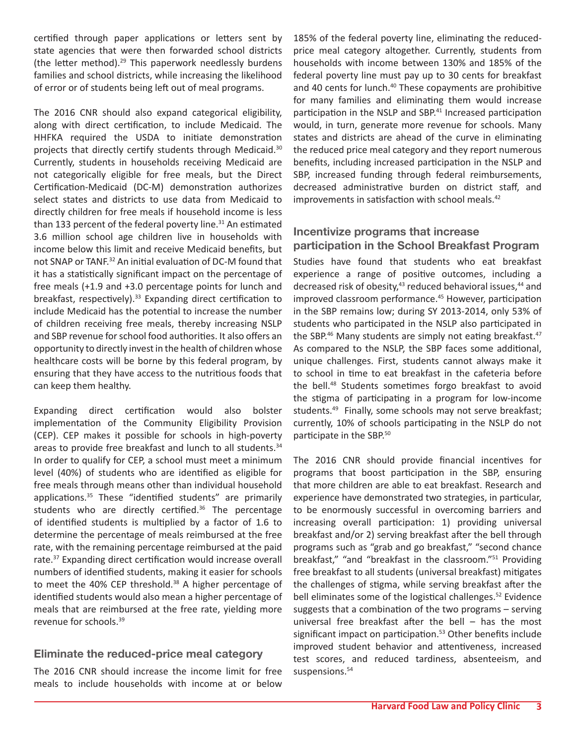certified through paper applications or letters sent by state agencies that were then forwarded school districts (the letter method).[29] This paperwork needlessly burdens families and school districts, while increasing the likelihood of error or of students being left out of meal programs.

The 2016 CNR should also expand categorical eligibility, along with direct certification, to include Medicaid. The HHFKA required the USDA to initiate demonstration projects that directly certify students through Medicaid.[30] Currently, students in households receiving Medicaid are not categorically eligible for free meals, but the Direct Certification-Medicaid (DC-M) demonstration authorizes select states and districts to use data from Medicaid to directly children for free meals if household income is less than 133 percent of the federal poverty line.[31] An estimated 3.6 million school age children live in households with income below this limit and receive Medicaid benefits, but not SNAP or TANF.[32] An initial evaluation of DC-M found that it has a statistically significant impact on the percentage of free meals (+1.9 and +3.0 percentage points for lunch and breakfast, respectively).[33] Expanding direct certification to include Medicaid has the potential to increase the number of children receiving free meals, thereby increasing NSLP and SBP revenue for school food authorities. It also offers an opportunity to directly invest in the health of children whose healthcare costs will be borne by this federal program, by ensuring that they have access to the nutritious foods that can keep them healthy.

Expanding direct certification would also bolster implementation of the Community Eligibility Provision (CEP). CEP makes it possible for schools in high-poverty areas to provide free breakfast and lunch to all students.[34] In order to qualify for CEP, a school must meet a minimum level (40%) of students who are identified as eligible for free meals through means other than individual household applications.[35] These "identified students" are primarily students who are directly certified.[36] The percentage of identified students is multiplied by a factor of 1.6 to determine the percentage of meals reimbursed at the free rate, with the remaining percentage reimbursed at the paid rate.[37] Expanding direct certification would increase overall numbers of identified students, making it easier for schools to meet the 40% CEP threshold.[38] A higher percentage of identified students would also mean a higher percentage of meals that are reimbursed at the free rate, yielding more revenue for schools.[39]

### Eliminate the reduced-price meal category

The 2016 CNR should increase the income limit for free meals to include households with income at or below 185% of the federal poverty line, eliminating the reduced-price meal category altogether. Currently, students from households with income between 130% and 185% of the federal poverty line must pay up to 30 cents for breakfast and 40 cents for lunch.[40] These copayments are prohibitive for many families and eliminating them would increase participation in the NSLP and SBP.[41] Increased participation would, in turn, generate more revenue for schools. Many states and districts are ahead of the curve in eliminating the reduced price meal category and they report numerous benefits, including increased participation in the NSLP and SBP, increased funding through federal reimbursements, decreased administrative burden on district staff, and improvements in satisfaction with school meals.[42]

### Incentivize programs that increase participation in the School Breakfast Program

Studies have found that students who eat breakfast experience a range of positive outcomes, including a decreased risk of obesity,[43] reduced behavioral issues,[44] and improved classroom performance.[45] However, participation in the SBP remains low; during SY 2013-2014, only 53% of students who participated in the NSLP also participated in the SBP.[46] Many students are simply not eating breakfast.[47] As compared to the NSLP, the SBP faces some additional, unique challenges. First, students cannot always make it to school in time to eat breakfast in the cafeteria before the bell.[48] Students sometimes forgo breakfast to avoid the stigma of participating in a program for low-income students.[49] Finally, some schools may not serve breakfast; currently, 10% of schools participating in the NSLP do not participate in the SBP.[50]

The 2016 CNR should provide financial incentives for programs that boost participation in the SBP, ensuring that more children are able to eat breakfast. Research and experience have demonstrated two strategies, in particular, to be enormously successful in overcoming barriers and increasing overall participation: 1) providing universal breakfast and/or 2) serving breakfast after the bell through programs such as "grab and go breakfast," "second chance breakfast," "and "breakfast in the classroom."[51] Providing free breakfast to all students (universal breakfast) mitigates the challenges of stigma, while serving breakfast after the bell eliminates some of the logistical challenges.[52] Evidence suggests that a combination of the two programs – serving universal free breakfast after the bell – has the most significant impact on participation.[53] Other benefits include improved student behavior and attentiveness, increased test scores, and reduced tardiness, absenteeism, and suspensions.[54]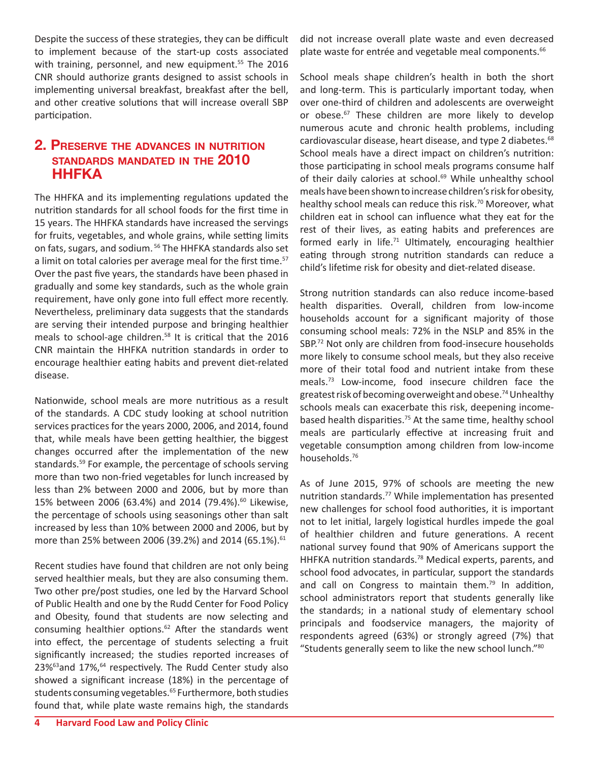Despite the success of these strategies, they can be difficult to implement because of the start-up costs associated with training, personnel, and new equipment.[55] The 2016 CNR should authorize grants designed to assist schools in implementing universal breakfast, breakfast after the bell, and other creative solutions that will increase overall SBP participation.

## 2. Preserve the advances in nutrition standards mandated in the 2010 HHFKA

The HHFKA and its implementing regulations updated the nutrition standards for all school foods for the first time in 15 years. The HHFKA standards have increased the servings for fruits, vegetables, and whole grains, while setting limits on fats, sugars, and sodium.[56] The HHFKA standards also set a limit on total calories per average meal for the first time.[57] Over the past five years, the standards have been phased in gradually and some key standards, such as the whole grain requirement, have only gone into full effect more recently. Nevertheless, preliminary data suggests that the standards are serving their intended purpose and bringing healthier meals to school-age children.[58] It is critical that the 2016 CNR maintain the HHFKA nutrition standards in order to encourage healthier eating habits and prevent diet-related disease.

Nationwide, school meals are more nutritious as a result of the standards. A CDC study looking at school nutrition services practices for the years 2000, 2006, and 2014, found that, while meals have been getting healthier, the biggest changes occurred after the implementation of the new standards.[59] For example, the percentage of schools serving more than two non-fried vegetables for lunch increased by less than 2% between 2000 and 2006, but by more than 15% between 2006 (63.4%) and 2014 (79.4%).[60] Likewise, the percentage of schools using seasonings other than salt increased by less than 10% between 2000 and 2006, but by more than 25% between 2006 (39.2%) and 2014 (65.1%).[61]

Recent studies have found that children are not only being served healthier meals, but they are also consuming them. Two other pre/post studies, one led by the Harvard School of Public Health and one by the Rudd Center for Food Policy and Obesity, found that students are now selecting and consuming healthier options.[62] After the standards went into effect, the percentage of students selecting a fruit significantly increased; the studies reported increases of 23%[63] and 17%,[64] respectively. The Rudd Center study also showed a significant increase (18%) in the percentage of students consuming vegetables.[65] Furthermore, both studies found that, while plate waste remains high, the standards did not increase overall plate waste and even decreased plate waste for entrée and vegetable meal components.[66]

School meals shape children's health in both the short and long-term. This is particularly important today, when over one-third of children and adolescents are overweight or obese.[67] These children are more likely to develop numerous acute and chronic health problems, including cardiovascular disease, heart disease, and type 2 diabetes.[68] School meals have a direct impact on children's nutrition: those participating in school meals programs consume half of their daily calories at school.[69] While unhealthy school meals have been shown to increase children's risk for obesity, healthy school meals can reduce this risk.[70] Moreover, what children eat in school can influence what they eat for the rest of their lives, as eating habits and preferences are formed early in life.[71] Ultimately, encouraging healthier eating through strong nutrition standards can reduce a child's lifetime risk for obesity and diet-related disease.

Strong nutrition standards can also reduce income-based health disparities. Overall, children from low-income households account for a significant majority of those consuming school meals: 72% in the NSLP and 85% in the SBP.[72] Not only are children from food-insecure households more likely to consume school meals, but they also receive more of their total food and nutrient intake from these meals.[73] Low-income, food insecure children face the greatest risk of becoming overweight and obese.[74] Unhealthy schools meals can exacerbate this risk, deepening income-based health disparities.[75] At the same time, healthy school meals are particularly effective at increasing fruit and vegetable consumption among children from low-income households.[76]

As of June 2015, 97% of schools are meeting the new nutrition standards.[77] While implementation has presented new challenges for school food authorities, it is important not to let initial, largely logistical hurdles impede the goal of healthier children and future generations. A recent national survey found that 90% of Americans support the HHFKA nutrition standards.[78] Medical experts, parents, and school food advocates, in particular, support the standards and call on Congress to maintain them.[79] In addition, school administrators report that students generally like the standards; in a national study of elementary school principals and foodservice managers, the majority of respondents agreed (63%) or strongly agreed (7%) that "Students generally seem to like the new school lunch."[80]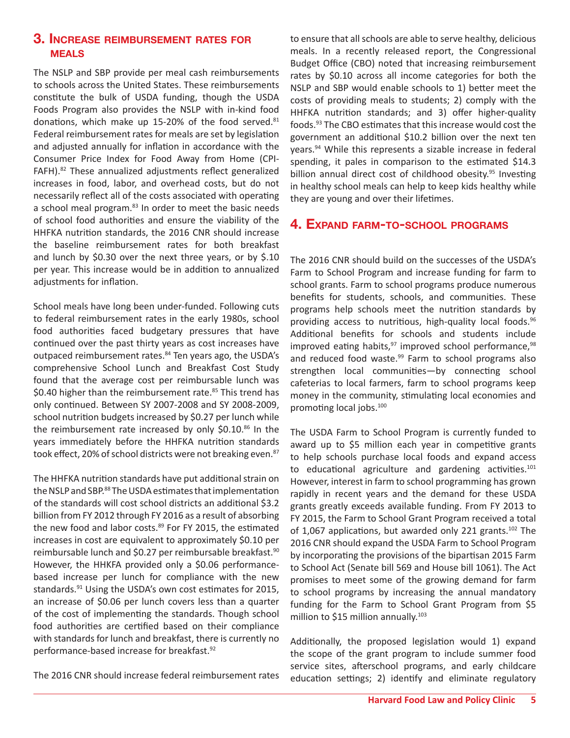## 3. Increase reimbursement rates for meals

The NSLP and SBP provide per meal cash reimbursements to schools across the United States. These reimbursements constitute the bulk of USDA funding, though the USDA Foods Program also provides the NSLP with in-kind food donations, which make up 15-20% of the food served.[81] Federal reimbursement rates for meals are set by legislation and adjusted annually for inflation in accordance with the Consumer Price Index for Food Away from Home (CPI-FAFH).[82] These annualized adjustments reflect generalized increases in food, labor, and overhead costs, but do not necessarily reflect all of the costs associated with operating a school meal program.[83] In order to meet the basic needs of school food authorities and ensure the viability of the HHFKA nutrition standards, the 2016 CNR should increase the baseline reimbursement rates for both breakfast and lunch by $0.30 over the next three years, or by $.10 per year. This increase would be in addition to annualized adjustments for inflation.

School meals have long been under-funded. Following cuts to federal reimbursement rates in the early 1980s, school food authorities faced budgetary pressures that have continued over the past thirty years as cost increases have outpaced reimbursement rates.[84] Ten years ago, the USDA's comprehensive School Lunch and Breakfast Cost Study found that the average cost per reimbursable lunch was $0.40 higher than the reimbursement rate.[85] This trend has only continued. Between SY 2007-2008 and SY 2008-2009, school nutrition budgets increased by $0.27 per lunch while the reimbursement rate increased by only $0.10.[86] In the years immediately before the HHFKA nutrition standards took effect, 20% of school districts were not breaking even.[87]

The HHFKA nutrition standards have put additional strain on the NSLP and SBP.[88] The USDA estimates that implementation of the standards will cost school districts an additional $3.2 billion from FY 2012 through FY 2016 as a result of absorbing the new food and labor costs.[89] For FY 2015, the estimated increases in cost are equivalent to approximately $0.10 per reimbursable lunch and $0.27 per reimbursable breakfast.[90] However, the HHKFA provided only a $0.06 performance-based increase per lunch for compliance with the new standards.[91] Using the USDA's own cost estimates for 2015, an increase of $0.06 per lunch covers less than a quarter of the cost of implementing the standards. Though school food authorities are certified based on their compliance with standards for lunch and breakfast, there is currently no performance-based increase for breakfast.[92]

The 2016 CNR should increase federal reimbursement rates to ensure that all schools are able to serve healthy, delicious meals. In a recently released report, the Congressional Budget Office (CBO) noted that increasing reimbursement rates by $0.10 across all income categories for both the NSLP and SBP would enable schools to 1) better meet the costs of providing meals to students; 2) comply with the HHFKA nutrition standards; and 3) offer higher-quality foods.[93] The CBO estimates that this increase would cost the government an additional $10.2 billion over the next ten years.[94] While this represents a sizable increase in federal spending, it pales in comparison to the estimated $14.3 billion annual direct cost of childhood obesity.[95] Investing in healthy school meals can help to keep kids healthy while they are young and over their lifetimes.

## 4. Expand farm-to-school programs

The 2016 CNR should build on the successes of the USDA's Farm to School Program and increase funding for farm to school grants. Farm to school programs produce numerous benefits for students, schools, and communities. These programs help schools meet the nutrition standards by providing access to nutritious, high-quality local foods.[96] Additional benefits for schools and students include improved eating habits,[97] improved school performance,[98] and reduced food waste.[99] Farm to school programs also strengthen local communities—by connecting school cafeterias to local farmers, farm to school programs keep money in the community, stimulating local economies and promoting local jobs.[100]

The USDA Farm to School Program is currently funded to award up to $5 million each year in competitive grants to help schools purchase local foods and expand access to educational agriculture and gardening activities.[101] However, interest in farm to school programming has grown rapidly in recent years and the demand for these USDA grants greatly exceeds available funding. From FY 2013 to FY 2015, the Farm to School Grant Program received a total of 1,067 applications, but awarded only 221 grants.[102] The 2016 CNR should expand the USDA Farm to School Program by incorporating the provisions of the bipartisan 2015 Farm to School Act (Senate bill 569 and House bill 1061). The Act promises to meet some of the growing demand for farm to school programs by increasing the annual mandatory funding for the Farm to School Grant Program from $5 million to $15 million annually.[103]

Additionally, the proposed legislation would 1) expand the scope of the grant program to include summer food service sites, afterschool programs, and early childcare education settings; 2) identify and eliminate regulatory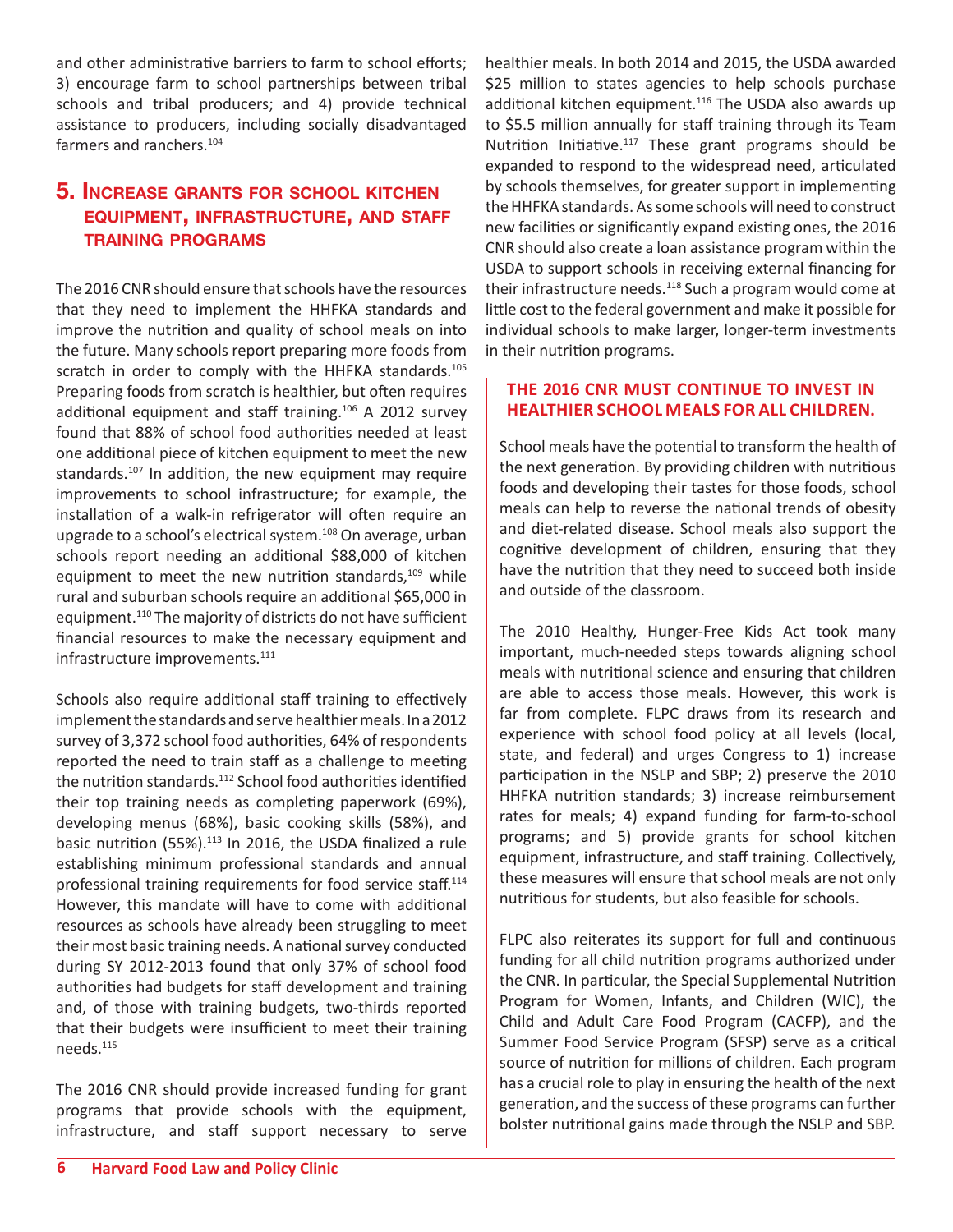and other administrative barriers to farm to school efforts; 3) encourage farm to school partnerships between tribal schools and tribal producers; and 4) provide technical assistance to producers, including socially disadvantaged farmers and ranchers.[104]

## 5. Increase grants for school kitchen equipment, infrastructure, and staff training programs

The 2016 CNR should ensure that schools have the resources that they need to implement the HHFKA standards and improve the nutrition and quality of school meals on into the future. Many schools report preparing more foods from scratch in order to comply with the HHFKA standards.[105] Preparing foods from scratch is healthier, but often requires additional equipment and staff training.[106] A 2012 survey found that 88% of school food authorities needed at least one additional piece of kitchen equipment to meet the new standards.[107] In addition, the new equipment may require improvements to school infrastructure; for example, the installation of a walk-in refrigerator will often require an upgrade to a school's electrical system.[108] On average, urban schools report needing an additional $88,000 of kitchen equipment to meet the new nutrition standards,[109] while rural and suburban schools require an additional $65,000 in equipment.[110] The majority of districts do not have sufficient financial resources to make the necessary equipment and infrastructure improvements.[111]

Schools also require additional staff training to effectively implement the standards and serve healthier meals. In a 2012 survey of 3,372 school food authorities, 64% of respondents reported the need to train staff as a challenge to meeting the nutrition standards.[112] School food authorities identified their top training needs as completing paperwork (69%), developing menus (68%), basic cooking skills (58%), and basic nutrition (55%).[113] In 2016, the USDA finalized a rule establishing minimum professional standards and annual professional training requirements for food service staff.[114] However, this mandate will have to come with additional resources as schools have already been struggling to meet their most basic training needs. A national survey conducted during SY 2012-2013 found that only 37% of school food authorities had budgets for staff development and training and, of those with training budgets, two-thirds reported that their budgets were insufficient to meet their training needs.[115]

The 2016 CNR should provide increased funding for grant programs that provide schools with the equipment, infrastructure, and staff support necessary to serve healthier meals. In both 2014 and 2015, the USDA awarded $25 million to states agencies to help schools purchase additional kitchen equipment.[116] The USDA also awards up to $5.5 million annually for staff training through its Team Nutrition Initiative.[117] These grant programs should be expanded to respond to the widespread need, articulated by schools themselves, for greater support in implementing the HHFKA standards. As some schools will need to construct new facilities or significantly expand existing ones, the 2016 CNR should also create a loan assistance program within the USDA to support schools in receiving external financing for their infrastructure needs.[118] Such a program would come at little cost to the federal government and make it possible for individual schools to make larger, longer-term investments in their nutrition programs.

### THE 2016 CNR MUST CONTINUE TO INVEST IN HEALTHIER SCHOOL MEALS FOR ALL CHILDREN.

School meals have the potential to transform the health of the next generation. By providing children with nutritious foods and developing their tastes for those foods, school meals can help to reverse the national trends of obesity and diet-related disease. School meals also support the cognitive development of children, ensuring that they have the nutrition that they need to succeed both inside and outside of the classroom.

The 2010 Healthy, Hunger-Free Kids Act took many important, much-needed steps towards aligning school meals with nutritional science and ensuring that children are able to access those meals. However, this work is far from complete. FLPC draws from its research and experience with school food policy at all levels (local, state, and federal) and urges Congress to 1) increase participation in the NSLP and SBP; 2) preserve the 2010 HHFKA nutrition standards; 3) increase reimbursement rates for meals; 4) expand funding for farm-to-school programs; and 5) provide grants for school kitchen equipment, infrastructure, and staff training. Collectively, these measures will ensure that school meals are not only nutritious for students, but also feasible for schools.

FLPC also reiterates its support for full and continuous funding for all child nutrition programs authorized under the CNR. In particular, the Special Supplemental Nutrition Program for Women, Infants, and Children (WIC), the Child and Adult Care Food Program (CACFP), and the Summer Food Service Program (SFSP) serve as a critical source of nutrition for millions of children. Each program has a crucial role to play in ensuring the health of the next generation, and the success of these programs can further bolster nutritional gains made through the NSLP and SBP.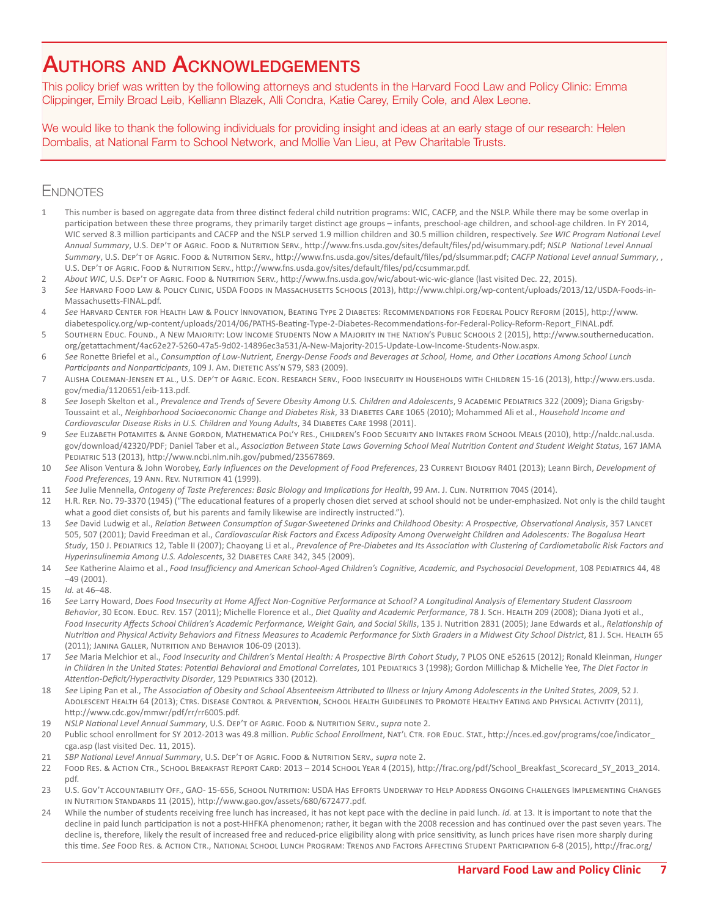# Authors and Acknowledgements

This policy brief was written by the following attorneys and students in the Harvard Food Law and Policy Clinic: Emma Clippinger, Emily Broad Leib, Kelliann Blazek, Alli Condra, Katie Carey, Emily Cole, and Alex Leone.

We would like to thank the following individuals for providing insight and ideas at an early stage of our research: Helen Dombalis, at National Farm to School Network, and Mollie Van Lieu, at Pew Charitable Trusts.

## Endnotes

1. This number is based on aggregate data from three distinct federal child nutrition programs: WIC, CACFP, and the NSLP. While there may be some overlap in participation between these three programs, they primarily target distinct age groups – infants, preschool-age children, and school-age children. In FY 2014, WIC served 8.3 million participants and CACFP and the NSLP served 1.9 million children and 30.5 million children, respectively. *See WIC Program National Level Annual Summary*, U.S. Dep't of Agric. Food & Nutrition Serv., http://www.fns.usda.gov/sites/default/files/pd/wisummary.pdf; *NSLP National Level Annual Summary*, U.S. Dep't of Agric. Food & Nutrition Serv., http://www.fns.usda.gov/sites/default/files/pd/slsummar.pdf; *CACFP National Level annual Summary*, , U.S. Dep't of Agric. Food & Nutrition Serv., http://www.fns.usda.gov/sites/default/files/pd/ccsummar.pdf.
2. *About WIC*, U.S. Dep't of Agric. Food & Nutrition Serv., http://www.fns.usda.gov/wic/about-wic-wic-glance (last visited Dec. 22, 2015).
3. *See* Harvard Food Law & Policy Clinic, USDA Foods in Massachusetts Schools (2013), http://www.chlpi.org/wp-content/uploads/2013/12/USDA-Foods-in-Massachusetts-FINAL.pdf.
4. *See* Harvard Center for Health Law & Policy Innovation, Beating Type 2 Diabetes: Recommendations for Federal Policy Reform (2015), http://www.diabetespolicy.org/wp-content/uploads/2014/06/PATHS-Beating-Type-2-Diabetes-Recommendations-for-Federal-Policy-Reform-Report_FINAL.pdf.
5. Southern Educ. Found., A New Majority: Low Income Students Now a Majority in the Nation's Public Schools 2 (2015), http://www.southerneducation.org/getattachment/4ac62e27-5260-47a5-9d02-14896ec3a531/A-New-Majority-2015-Update-Low-Income-Students-Now.aspx.
6. *See* Ronette Briefel et al., *Consumption of Low-Nutrient, Energy-Dense Foods and Beverages at School, Home, and Other Locations Among School Lunch Participants and Nonparticipants*, 109 J. Am. Dietetic Ass'n S79, S83 (2009).
7. Alisha Coleman-Jensen et al., U.S. Dep't of Agric. Econ. Research Serv., Food Insecurity in Households with Children 15-16 (2013), http://www.ers.usda.gov/media/1120651/eib-113.pdf.
8. *See* Joseph Skelton et al., *Prevalence and Trends of Severe Obesity Among U.S. Children and Adolescents*, 9 Academic Pediatrics 322 (2009); Diana Grigsby-Toussaint et al., *Neighborhood Socioeconomic Change and Diabetes Risk*, 33 Diabetes Care 1065 (2010); Mohammed Ali et al., *Household Income and Cardiovascular Disease Risks in U.S. Children and Young Adults*, 34 Diabetes Care 1998 (2011).
9. *See* Elizabeth Potamites & Anne Gordon, Mathematica Pol'y Res., Children's Food Security and Intakes from School Meals (2010), http://naldc.nal.usda.gov/download/42320/PDF; Daniel Taber et al., *Association Between State Laws Governing School Meal Nutrition Content and Student Weight Status*, 167 JAMA Pediatric 513 (2013), http://www.ncbi.nlm.nih.gov/pubmed/23567869.
10. *See* Alison Ventura & John Worobey, *Early Influences on the Development of Food Preferences*, 23 Current Biology R401 (2013); Leann Birch, *Development of Food Preferences*, 19 Ann. Rev. Nutrition 41 (1999).
11. *See* Julie Mennella, *Ontogeny of Taste Preferences: Basic Biology and Implications for Health*, 99 Am. J. Clin. Nutrition 704S (2014).
12. H.R. Rep. No. 79-3370 (1945) ("The educational features of a properly chosen diet served at school should not be under-emphasized. Not only is the child taught what a good diet consists of, but his parents and family likewise are indirectly instructed.").
13. *See* David Ludwig et al., *Relation Between Consumption of Sugar-Sweetened Drinks and Childhood Obesity: A Prospective, Observational Analysis*, 357 Lancet 505, 507 (2001); David Freedman et al., *Cardiovascular Risk Factors and Excess Adiposity Among Overweight Children and Adolescents: The Bogalusa Heart Study*, 150 J. Pediatrics 12, Table II (2007); Chaoyang Li et al., *Prevalence of Pre-Diabetes and Its Association with Clustering of Cardiometabolic Risk Factors and Hyperinsulinemia Among U.S. Adolescents*, 32 Diabetes Care 342, 345 (2009).
14. *See* Katherine Alaimo et al., *Food Insufficiency and American School-Aged Children's Cognitive, Academic, and Psychosocial Development*, 108 Pediatrics 44, 48 –49 (2001).
15. *Id.* at 46–48.
16. *See* Larry Howard, *Does Food Insecurity at Home Affect Non-Cognitive Performance at School? A Longitudinal Analysis of Elementary Student Classroom Behavior*, 30 Econ. Educ. Rev. 157 (2011); Michelle Florence et al., *Diet Quality and Academic Performance*, 78 J. Sch. Health 209 (2008); Diana Jyoti et al., *Food Insecurity Affects School Children's Academic Performance, Weight Gain, and Social Skills*, 135 J. Nutrition 2831 (2005); Jane Edwards et al., *Relationship of Nutrition and Physical Activity Behaviors and Fitness Measures to Academic Performance for Sixth Graders in a Midwest City School District*, 81 J. Sch. Health 65 (2011); Janina Galler, Nutrition and Behavior 106-09 (2013).
17. *See* Maria Melchior et al., *Food Insecurity and Children's Mental Health: A Prospective Birth Cohort Study*, 7 PLOS ONE e52615 (2012); Ronald Kleinman, *Hunger in Children in the United States: Potential Behavioral and Emotional Correlates*, 101 Pediatrics 3 (1998); Gordon Millichap & Michelle Yee, *The Diet Factor in Attention-Deficit/Hyperactivity Disorder*, 129 Pediatrics 330 (2012).
18. *See* Liping Pan et al., *The Association of Obesity and School Absenteeism Attributed to Illness or Injury Among Adolescents in the United States, 2009*, 52 J. Adolescent Health 64 (2013); Ctrs. Disease Control & Prevention, School Health Guidelines to Promote Healthy Eating and Physical Activity (2011), http://www.cdc.gov/mmwr/pdf/rr/rr6005.pdf.
19. *NSLP National Level Annual Summary*, U.S. Dep't of Agric. Food & Nutrition Serv., *supra* note 2.
20. Public school enrollment for SY 2012-2013 was 49.8 million. *Public School Enrollment*, Nat'l Ctr. for Educ. Stat., http://nces.ed.gov/programs/coe/indicator_cga.asp (last visited Dec. 11, 2015).
21. *SBP National Level Annual Summary*, U.S. Dep't of Agric. Food & Nutrition Serv., *supra* note 2.
22. Food Res. & Action Ctr., School Breakfast Report Card: 2013 – 2014 School Year 4 (2015), http://frac.org/pdf/School_Breakfast_Scorecard_SY_2013_2014.pdf.
23. U.S. Gov't Accountability Off., GAO- 15-656, School Nutrition: USDA Has Efforts Underway to Help Address Ongoing Challenges Implementing Changes in Nutrition Standards 11 (2015), http://www.gao.gov/assets/680/672477.pdf.
24. While the number of students receiving free lunch has increased, it has not kept pace with the decline in paid lunch. *Id.* at 13. It is important to note that the decline in paid lunch participation is not a post-HHFKA phenomenon; rather, it began with the 2008 recession and has continued over the past seven years. The decline is, therefore, likely the result of increased free and reduced-price eligibility along with price sensitivity, as lunch prices have risen more sharply during this time. *See* Food Res. & Action Ctr., National School Lunch Program: Trends and Factors Affecting Student Participation 6-8 (2015), http://frac.org/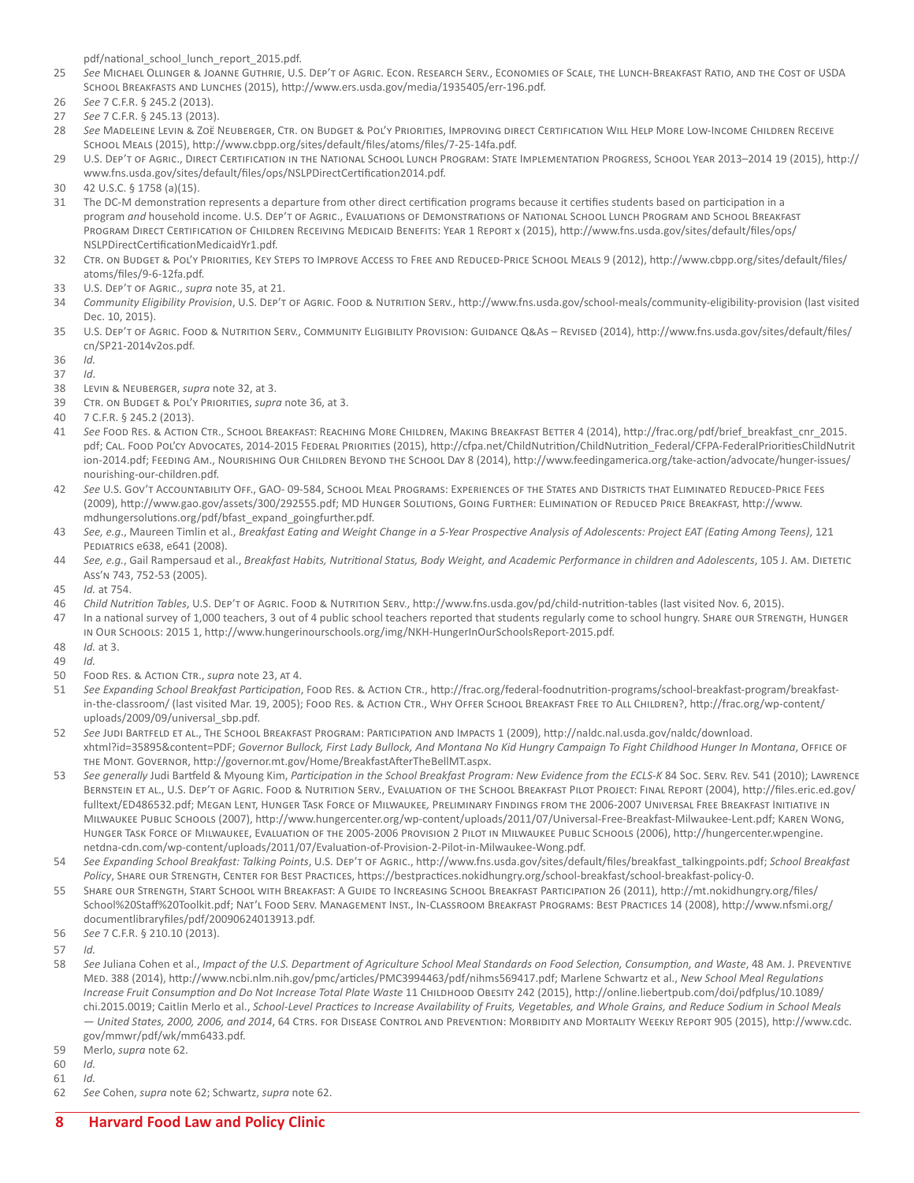pdf/national_school_lunch_report_2015.pdf.

25 *See* Michael Ollinger & Joanne Guthrie, U.S. Dep't of Agric. Econ. Research Serv., Economies of Scale, the Lunch-Breakfast Ratio, and the Cost of USDA School Breakfasts and Lunches (2015), http://www.ers.usda.gov/media/1935405/err-196.pdf.

26 *See* 7 C.F.R. § 245.2 (2013).

27 *See* 7 C.F.R. § 245.13 (2013).

28 *See* Madeleine Levin & Zoë Neuberger, Ctr. on Budget & Pol'y Priorities, Improving direct Certification Will Help More Low-Income Children Receive School Meals (2015), http://www.cbpp.org/sites/default/files/atoms/files/7-25-14fa.pdf.

29 U.S. Dep't of Agric., Direct Certification in the National School Lunch Program: State Implementation Progress, School Year 2013–2014 19 (2015), http://www.fns.usda.gov/sites/default/files/ops/NSLPDirectCertification2014.pdf.

30 42 U.S.C. § 1758 (a)(15).

31 The DC-M demonstration represents a departure from other direct certification programs because it certifies students based on participation in a program *and* household income. U.S. Dep't of Agric., Evaluations of Demonstrations of National School Lunch Program and School Breakfast Program Direct Certification of Children Receiving Medicaid Benefits: Year 1 Report x (2015), http://www.fns.usda.gov/sites/default/files/ops/NSLPDirectCertificationMedicaidYr1.pdf.

32 Ctr. on Budget & Pol'y Priorities, Key Steps to Improve Access to Free and Reduced-Price School Meals 9 (2012), http://www.cbpp.org/sites/default/files/atoms/files/9-6-12fa.pdf.

33 U.S. Dep't of Agric., *supra* note 35, at 21.

34 *Community Eligibility Provision*, U.S. Dep't of Agric. Food & Nutrition Serv., http://www.fns.usda.gov/school-meals/community-eligibility-provision (last visited Dec. 10, 2015).

35 U.S. Dep't of Agric. Food & Nutrition Serv., Community Eligibility Provision: Guidance Q&As – Revised (2014), http://www.fns.usda.gov/sites/default/files/cn/SP21-2014v2os.pdf.

36 *Id.*

37 *Id*.

38 Levin & Neuberger, *supra* note 32, at 3.

39 Ctr. on Budget & Pol'y Priorities, *supra* note 36, at 3.

40 7 C.F.R. § 245.2 (2013).

41 *See* Food Res. & Action Ctr., School Breakfast: Reaching More Children, Making Breakfast Better 4 (2014), http://frac.org/pdf/brief_breakfast_cnr_2015.pdf; Cal. Food Pol'cy Advocates, 2014-2015 Federal Priorities (2015), http://cfpa.net/ChildNutrition/ChildNutrition_Federal/CFPA-FederalPrioritiesChildNutrition-2014.pdf; Feeding Am., Nourishing Our Children Beyond the School Day 8 (2014), http://www.feedingamerica.org/take-action/advocate/hunger-issues/nourishing-our-children.pdf.

42 *See* U.S. Gov't Accountability Off., GAO- 09-584, School Meal Programs: Experiences of the States and Districts that Eliminated Reduced-Price Fees (2009), http://www.gao.gov/assets/300/292555.pdf; MD Hunger Solutions, Going Further: Elimination of Reduced Price Breakfast, http://www.mdhungersolutions.org/pdf/bfast_expand_goingfurther.pdf.

43 *See, e.g*., Maureen Timlin et al., *Breakfast Eating and Weight Change in a 5-Year Prospective Analysis of Adolescents: Project EAT (Eating Among Teens)*, 121 Pediatrics e638, e641 (2008).

44 *See, e.g.*, Gail Rampersaud et al., *Breakfast Habits, Nutritional Status, Body Weight, and Academic Performance in children and Adolescents*, 105 J. Am. Dietetic Ass'n 743, 752-53 (2005).

45 *Id.* at 754.

46 *Child Nutrition Tables*, U.S. Dep't of Agric. Food & Nutrition Serv., http://www.fns.usda.gov/pd/child-nutrition-tables (last visited Nov. 6, 2015).

47 In a national survey of 1,000 teachers, 3 out of 4 public school teachers reported that students regularly come to school hungry. Share our Strength, Hunger in Our Schools: 2015 1, http://www.hungerinourschools.org/img/NKH-HungerInOurSchoolsReport-2015.pdf.

48 *Id.* at 3.

49 *Id.*

50 Food Res. & Action Ctr., *supra* note 23, at 4.

51 *See Expanding School Breakfast Participation*, Food Res. & Action Ctr., http://frac.org/federal-foodnutrition-programs/school-breakfast-program/breakfast-in-the-classroom/ (last visited Mar. 19, 2005); Food Res. & Action Ctr., Why Offer School Breakfast Free to All Children?, http://frac.org/wp-content/uploads/2009/09/universal_sbp.pdf.

52 *See* Judi Bartfeld et al., The School Breakfast Program: Participation and Impacts 1 (2009), http://naldc.nal.usda.gov/naldc/download.xhtml?id=35895&content=PDF; *Governor Bullock, First Lady Bullock, And Montana No Kid Hungry Campaign To Fight Childhood Hunger In Montana*, Office of the Mont. Governor, http://governor.mt.gov/Home/BreakfastAfterTheBellMT.aspx.

53 *See generally* Judi Bartfeld & Myoung Kim, *Participation in the School Breakfast Program: New Evidence from the ECLS-K* 84 Soc. Serv. Rev. 541 (2010); Lawrence Bernstein et al., U.S. Dep't of Agric. Food & Nutrition Serv., Evaluation of the School Breakfast Pilot Project: Final Report (2004), http://files.eric.ed.gov/fulltext/ED486532.pdf; Megan Lent, Hunger Task Force of Milwaukee, Preliminary Findings from the 2006-2007 Universal Free Breakfast Initiative in Milwaukee Public Schools (2007), http://www.hungercenter.org/wp-content/uploads/2011/07/Universal-Free-Breakfast-Milwaukee-Lent.pdf; Karen Wong, Hunger Task Force of Milwaukee, Evaluation of the 2005-2006 Provision 2 Pilot in Milwaukee Public Schools (2006), http://hungercenter.wpengine.netdna-cdn.com/wp-content/uploads/2011/07/Evaluation-of-Provision-2-Pilot-in-Milwaukee-Wong.pdf.

54 *See Expanding School Breakfast: Talking Points*, U.S. Dep't of Agric., http://www.fns.usda.gov/sites/default/files/breakfast_talkingpoints.pdf; *School Breakfast Policy*, Share our Strength, Center for Best Practices, https://bestpractices.nokidhungry.org/school-breakfast/school-breakfast-policy-0.

55 Share our Strength, Start School with Breakfast: A Guide to Increasing School Breakfast Participation 26 (2011), http://mt.nokidhungry.org/files/School%20Staff%20Toolkit.pdf; Nat'l Food Serv. Management Inst., In-Classroom Breakfast Programs: Best Practices 14 (2008), http://www.nfsmi.org/documentlibraryfiles/pdf/20090624013913.pdf.

56 *See* 7 C.F.R. § 210.10 (2013).

57 *Id.*

58 *See* Juliana Cohen et al., *Impact of the U.S. Department of Agriculture School Meal Standards on Food Selection, Consumption, and Waste*, 48 Am. J. Preventive Med. 388 (2014), http://www.ncbi.nlm.nih.gov/pmc/articles/PMC3994463/pdf/nihms569417.pdf; Marlene Schwartz et al., *New School Meal Regulations Increase Fruit Consumption and Do Not Increase Total Plate Waste* 11 Childhood Obesity 242 (2015), http://online.liebertpub.com/doi/pdfplus/10.1089/chi.2015.0019; Caitlin Merlo et al., *School-Level Practices to Increase Availability of Fruits, Vegetables, and Whole Grains, and Reduce Sodium in School Meals — United States, 2000, 2006, and 2014*, 64 Ctrs. for Disease Control and Prevention: Morbidity and Mortality Weekly Report 905 (2015), http://www.cdc.gov/mmwr/pdf/wk/mm6433.pdf.

59 Merlo, *supra* note 62.

60 *Id.*

61 *Id.*

62 *See* Cohen, *supra* note 62; Schwartz, *supra* note 62.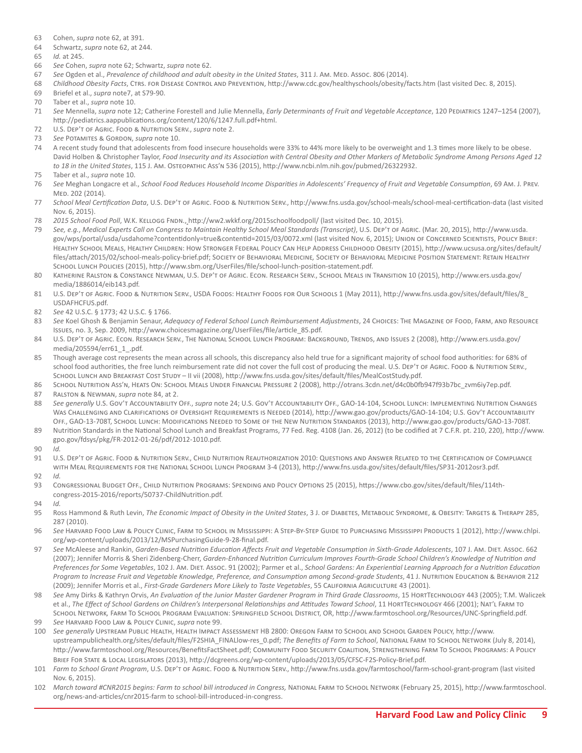63 Cohen, *supra* note 62, at 391.

64 Schwartz, *supra* note 62, at 244.

65 *Id.* at 245.

66 *See* Cohen, *supra* note 62; Schwartz, *supra* note 62.

67 *See* Ogden et al., *Prevalence of childhood and adult obesity in the United States*, 311 J. Am. Med. Assoc. 806 (2014).

68 *Childhood Obesity Facts*, Ctrs. for Disease Control and Prevention, http://www.cdc.gov/healthyschools/obesity/facts.htm (last visited Dec. 8, 2015).

69 Briefel et al., *supra* note7, at S79-90.

70 Taber et al., *supra* note 10.

71 *See* Mennella, *supra* note 12; Catherine Forestell and Julie Mennella, *Early Determinants of Fruit and Vegetable Acceptance*, 120 Pediatrics 1247–1254 (2007), http://pediatrics.aappublications.org/content/120/6/1247.full.pdf+html.

72 U.S. Dep't of Agric. Food & Nutrition Serv., *supra* note 2.

73 *See* Potamites & Gordon, *supra* note 10.

74 A recent study found that adolescents from food insecure households were 33% to 44% more likely to be overweight and 1.3 times more likely to be obese. David Holben & Christopher Taylor, *Food Insecurity and its Association with Central Obesity and Other Markers of Metabolic Syndrome Among Persons Aged 12 to 18 in the United States*, 115 J. Am. Osteopathic Ass'n 536 (2015), http://www.ncbi.nlm.nih.gov/pubmed/26322932.

75 Taber et al., *supra* note 10.

76 *See* Meghan Longacre et al., *School Food Reduces Household Income Disparities in Adolescents' Frequency of Fruit and Vegetable Consumption*, 69 Am. J. Prev. Med. 202 (2014).

77 *School Meal Certification Data*, U.S. Dep't of Agric. Food & Nutrition Serv., http://www.fns.usda.gov/school-meals/school-meal-certification-data (last visited Nov. 6, 2015).

78 *2015 School Food Poll*, W.K. Kellogg Fndn., http://ww2.wkkf.org/2015schoolfoodpoll/ (last visited Dec. 10, 2015).

79 *See, e.g.*, *Medical Experts Call on Congress to Maintain Healthy School Meal Standards (Transcript)*, U.S. Dep't of Agric. (Mar. 20, 2015), http://www.usda.gov/wps/portal/usda/usdahome?contentidonly=true&contentid=2015/03/0072.xml (last visited Nov. 6, 2015); Union of Concerned Scientists, Policy Brief: Healthy School Meals, Healthy Children: How Stronger Federal Policy Can Help Address Childhood Obesity (2015), http://www.ucsusa.org/sites/default/files/attach/2015/02/school-meals-policy-brief.pdf; Society of Behavioral Medicine, Society of Behavioral Medicine Position Statement: Retain Healthy School Lunch Policies (2015), http://www.sbm.org/UserFiles/file/school-lunch-position-statement.pdf.

80 Katherine Ralston & Constance Newman, U.S. Dep't of Agric. Econ. Research Serv., School Meals in Transition 10 (2015), http://www.ers.usda.gov/media/1886014/eib143.pdf.

81 U.S. Dep't of Agric. Food & Nutrition Serv., USDA Foods: Healthy Foods for Our Schools 1 (May 2011), http://www.fns.usda.gov/sites/default/files/8_USDAFHCFUS.pdf.

82 *See* 42 U.S.C. § 1773; 42 U.S.C. § 1766.

83 *See* Koel Ghosh & Benjamin Senaur, *Adequacy of Federal School Lunch Reimbursement Adjustments*, 24 Choices: The Magazine of Food, Farm, and Resource Issues, no. 3, Sep. 2009, http://www.choicesmagazine.org/UserFiles/file/article_85.pdf.

84 U.S. Dep't of Agric. Econ. Research Serv., The National School Lunch Program: Background, Trends, and Issues 2 (2008), http://www.ers.usda.gov/media/205594/err61_1_.pdf.

85 Though average cost represents the mean across all schools, this discrepancy also held true for a significant majority of school food authorities: for 68% of school food authorities, the free lunch reimbursement rate did not cover the full cost of producing the meal. U.S. Dep't of Agric. Food & Nutrition Serv., School Lunch and Breakfast Cost Study – II vii (2008), http://www.fns.usda.gov/sites/default/files/MealCostStudy.pdf.

86 School Nutrition Ass'n, Heats On: School Meals Under Financial Pressure 2 (2008), http://otrans.3cdn.net/d4c0b0fb947f93b7bc_zvm6iy7ep.pdf.

87 Ralston & Newman, *supra* note 84, at 2.

88 *See generally* U.S. Gov't Accountability Off., *supra* note 24; U.S. Gov't Accountability Off., GAO-14-104, School Lunch: Implementing Nutrition Changes Was Challenging and Clarifications of Oversight Requirements is Needed (2014), http://www.gao.gov/products/GAO-14-104; U.S. Gov't Accountability Off., GAO-13-708T, School Lunch: Modifications Needed to Some of the New Nutrition Standards (2013), http://www.gao.gov/products/GAO-13-708T.

89 Nutrition Standards in the National School Lunch and Breakfast Programs, 77 Fed. Reg. 4108 (Jan. 26, 2012) (to be codified at 7 C.F.R. pt. 210, 220), http://www.gpo.gov/fdsys/pkg/FR-2012-01-26/pdf/2012-1010.pdf.

90 *Id.*

91 U.S. Dep't of Agric. Food & Nutrition Serv., Child Nutrition Reauthorization 2010: Questions and Answer Related to the Certification of Compliance with Meal Requirements for the National School Lunch Program 3-4 (2013), http://www.fns.usda.gov/sites/default/files/SP31-2012osr3.pdf.

92 *Id.*

93 Congressional Budget Off., Child Nutrition Programs: Spending and Policy Options 25 (2015), https://www.cbo.gov/sites/default/files/114th-congress-2015-2016/reports/50737-ChildNutrition.pdf.

94 *Id.*

95 Ross Hammond & Ruth Levin, *The Economic Impact of Obesity in the United States*, 3 J. of Diabetes, Metabolic Syndrome, & Obesity: Targets & Therapy 285, 287 (2010).

96 *See* Harvard Food Law & Policy Clinic, Farm to School in Mississippi: A Step-By-Step Guide to Purchasing Mississippi Products 1 (2012), http://www.chlpi.org/wp-content/uploads/2013/12/MSPurchasingGuide-9-28-final.pdf.

97 *See* McAleese and Rankin, *Garden-Based Nutrition Education Affects Fruit and Vegetable Consumption in Sixth-Grade Adolescents*, 107 J. Am. Diet. Assoc. 662 (2007); Jennifer Morris & Sheri Zidenberg-Cherr, *Garden-Enhanced Nutrition Curriculum Improves Fourth-Grade School Children's Knowledge of Nutrition and Preferences for Some Vegetables*, 102 J. Am. Diet. Assoc. 91 (2002); Parmer et al., *School Gardens: An Experiential Learning Approach for a Nutrition Education Program to Increase Fruit and Vegetable Knowledge, Preference, and Consumption among Second-grade Students*, 41 J. Nutrition Education & Behavior 212 (2009); Jennifer Morris et al., *First-Grade Gardeners More Likely to Taste Vegetables*, 55 California Agriculture 43 (2001).

98 *See* Amy Dirks & Kathryn Orvis, *An Evaluation of the Junior Master Gardener Program in Third Grade Classrooms*, 15 HortTechnology 443 (2005); T.M. Waliczek et al., *The Effect of School Gardens on Children's Interpersonal Relationships and Attitudes Toward School*, 11 HortTechnology 466 (2001); Nat'l Farm to School Network, Farm To School Program Evaluation: Springfield School District, OR, http://www.farmtoschool.org/Resources/UNC-Springfield.pdf.

99 *See* Harvard Food Law & Policy Clinic, *supra* note 99.

100 *See generally* Upstream Public Health, Health Impact Assessment HB 2800: Oregon Farm to School and School Garden Policy, http://www.upstreampublichealth.org/sites/default/files/F2SHIA_FINALlow-res_0.pdf; *The Benefits of Farm to School*, National Farm to School Network (July 8, 2014), http://www.farmtoschool.org/Resources/BenefitsFactSheet.pdf; Community Food Security Coalition, Strengthening Farm To School Programs: A Policy Brief For State & Local Legislators (2013), http://dcgreens.org/wp-content/uploads/2013/05/CFSC-F2S-Policy-Brief.pdf.

101 *Farm to School Grant Program*, U.S. Dep't of Agric. Food & Nutrition Serv., http://www.fns.usda.gov/farmtoschool/farm-school-grant-program (last visited Nov. 6, 2015).

102 *March toward #CNR2015 begins: Farm to school bill introduced in Congress,* National Farm to School Network (February 25, 2015), http://www.farmtoschool.org/news-and-articles/cnr2015-farm to school-bill-introduced-in-congress.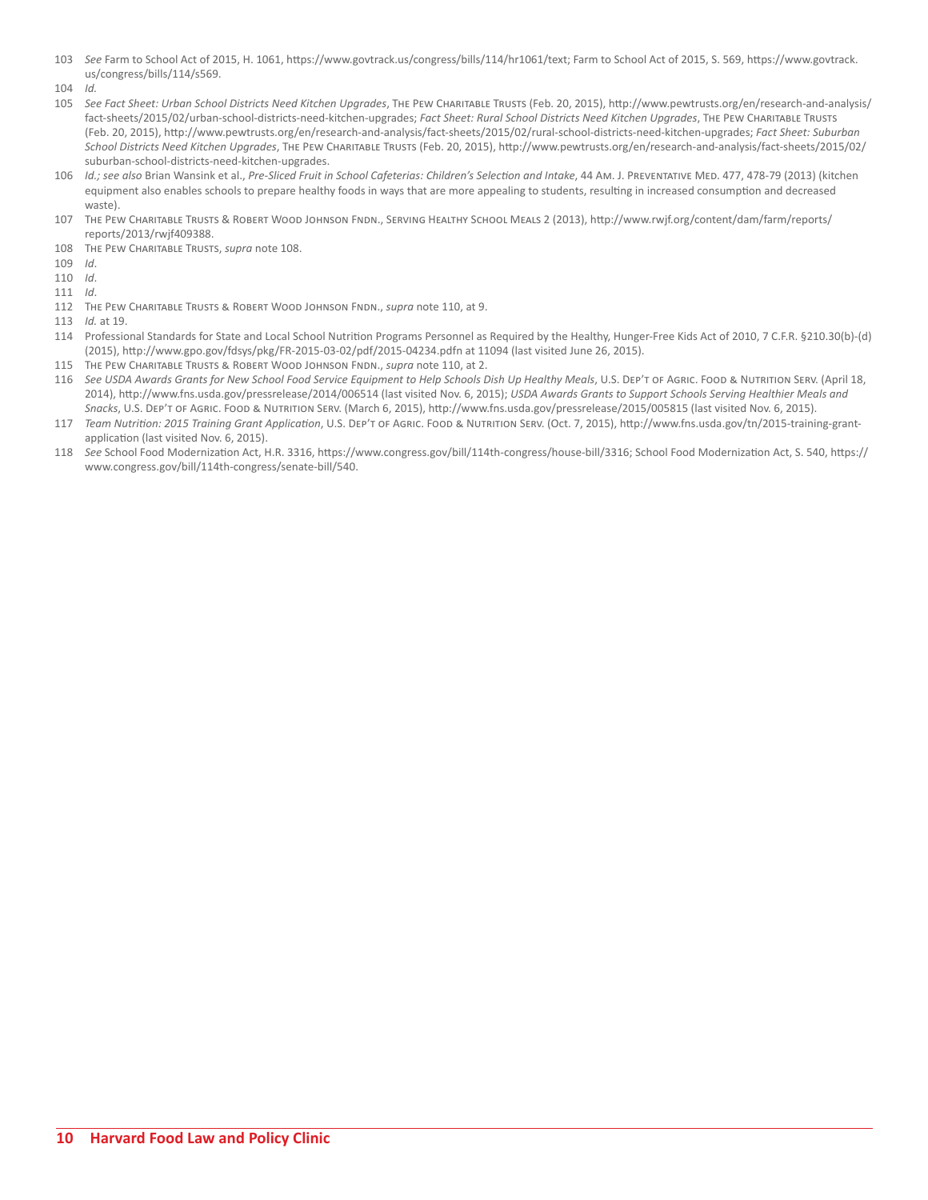103 *See* Farm to School Act of 2015, H. 1061, https://www.govtrack.us/congress/bills/114/hr1061/text; Farm to School Act of 2015, S. 569, https://www.govtrack.us/congress/bills/114/s569.

104 *Id.*

105 *See Fact Sheet: Urban School Districts Need Kitchen Upgrades*, The Pew Charitable Trusts (Feb. 20, 2015), http://www.pewtrusts.org/en/research-and-analysis/fact-sheets/2015/02/urban-school-districts-need-kitchen-upgrades; *Fact Sheet: Rural School Districts Need Kitchen Upgrades*, The Pew Charitable Trusts (Feb. 20, 2015), http://www.pewtrusts.org/en/research-and-analysis/fact-sheets/2015/02/rural-school-districts-need-kitchen-upgrades; *Fact Sheet: Suburban School Districts Need Kitchen Upgrades*, The Pew Charitable Trusts (Feb. 20, 2015), http://www.pewtrusts.org/en/research-and-analysis/fact-sheets/2015/02/suburban-school-districts-need-kitchen-upgrades.

106 *Id.; see also* Brian Wansink et al., *Pre-Sliced Fruit in School Cafeterias: Children's Selection and Intake*, 44 Am. J. Preventative Med. 477, 478-79 (2013) (kitchen equipment also enables schools to prepare healthy foods in ways that are more appealing to students, resulting in increased consumption and decreased waste).

107 The Pew Charitable Trusts & Robert Wood Johnson Fndn., Serving Healthy School Meals 2 (2013), http://www.rwjf.org/content/dam/farm/reports/reports/2013/rwjf409388.

108 The Pew Charitable Trusts, *supra* note 108.

109 *Id*.

110 *Id*.

111 *Id*.

112 The Pew Charitable Trusts & Robert Wood Johnson Fndn., *supra* note 110, at 9.

113 *Id.* at 19.

114 Professional Standards for State and Local School Nutrition Programs Personnel as Required by the Healthy, Hunger-Free Kids Act of 2010, 7 C.F.R. §210.30(b)-(d) (2015), http://www.gpo.gov/fdsys/pkg/FR-2015-03-02/pdf/2015-04234.pdfn at 11094 (last visited June 26, 2015).

115 The Pew Charitable Trusts & Robert Wood Johnson Fndn., *supra* note 110, at 2.

116 *See USDA Awards Grants for New School Food Service Equipment to Help Schools Dish Up Healthy Meals*, U.S. Dep't of Agric. Food & Nutrition Serv. (April 18, 2014), http://www.fns.usda.gov/pressrelease/2014/006514 (last visited Nov. 6, 2015); *USDA Awards Grants to Support Schools Serving Healthier Meals and Snacks*, U.S. Dep't of Agric. Food & Nutrition Serv. (March 6, 2015), http://www.fns.usda.gov/pressrelease/2015/005815 (last visited Nov. 6, 2015).

117 *Team Nutrition: 2015 Training Grant Application*, U.S. Dep't of Agric. Food & Nutrition Serv. (Oct. 7, 2015), http://www.fns.usda.gov/tn/2015-training-grant-application (last visited Nov. 6, 2015).

118 *See* School Food Modernization Act, H.R. 3316, https://www.congress.gov/bill/114th-congress/house-bill/3316; School Food Modernization Act, S. 540, https://www.congress.gov/bill/114th-congress/senate-bill/540.